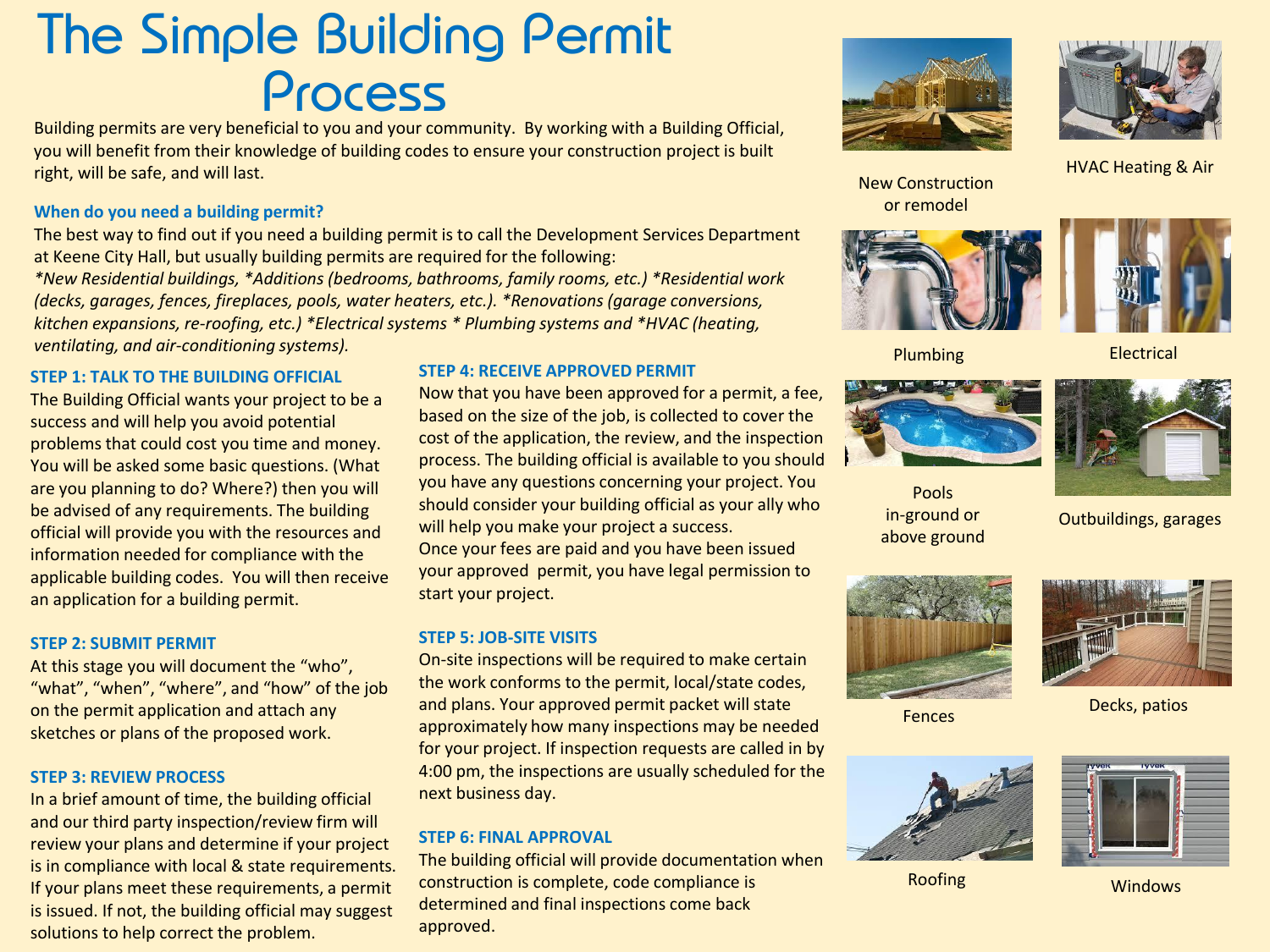# The Simple Building Permit Process

Building permits are very beneficial to you and your community. By working with a Building Official, you will benefit from their knowledge of building codes to ensure your construction project is built right, will be safe, and will last.

## When do you need a building permit?

The best way to find out if you need a building permit is to call the Development Services Department at Keene City Hall, but usually building permits are required for the following:
*\*New Residential buildings, \*Additions (bedrooms, bathrooms, family rooms, etc.) \*Residential work (decks, garages, fences, fireplaces, pools, water heaters, etc.). \*Renovations (garage conversions, kitchen expansions, re-roofing, etc.) \*Electrical systems \* Plumbing systems and \*HVAC (heating, ventilating, and air-conditioning systems).*

## STEP 1: TALK TO THE BUILDING OFFICIAL

The Building Official wants your project to be a success and will help you avoid potential problems that could cost you time and money. You will be asked some basic questions. (What are you planning to do? Where?) then you will be advised of any requirements. The building official will provide you with the resources and information needed for compliance with the applicable building codes. You will then receive an application for a building permit.

## STEP 2: SUBMIT PERMIT

At this stage you will document the "who", "what", "when", "where", and "how" of the job on the permit application and attach any sketches or plans of the proposed work.

## STEP 3: REVIEW PROCESS

In a brief amount of time, the building official and our third party inspection/review firm will review your plans and determine if your project is in compliance with local & state requirements. If your plans meet these requirements, a permit is issued. If not, the building official may suggest solutions to help correct the problem.

## STEP 4: RECEIVE APPROVED PERMIT

Now that you have been approved for a permit, a fee, based on the size of the job, is collected to cover the cost of the application, the review, and the inspection process. The building official is available to you should you have any questions concerning your project. You should consider your building official as your ally who will help you make your project a success.
Once your fees are paid and you have been issued your approved permit, you have legal permission to start your project.

## STEP 5: JOB-SITE VISITS

On-site inspections will be required to make certain the work conforms to the permit, local/state codes, and plans. Your approved permit packet will state approximately how many inspections may be needed for your project. If inspection requests are called in by 4:00 pm, the inspections are usually scheduled for the next business day.

## STEP 6: FINAL APPROVAL

The building official will provide documentation when construction is complete, code compliance is determined and final inspections come back approved.

New Construction or remodel

HVAC Heating & Air

Plumbing

Electrical

Pools in-ground or above ground

Outbuildings, garages

Fences

Decks, patios

Roofing

Windows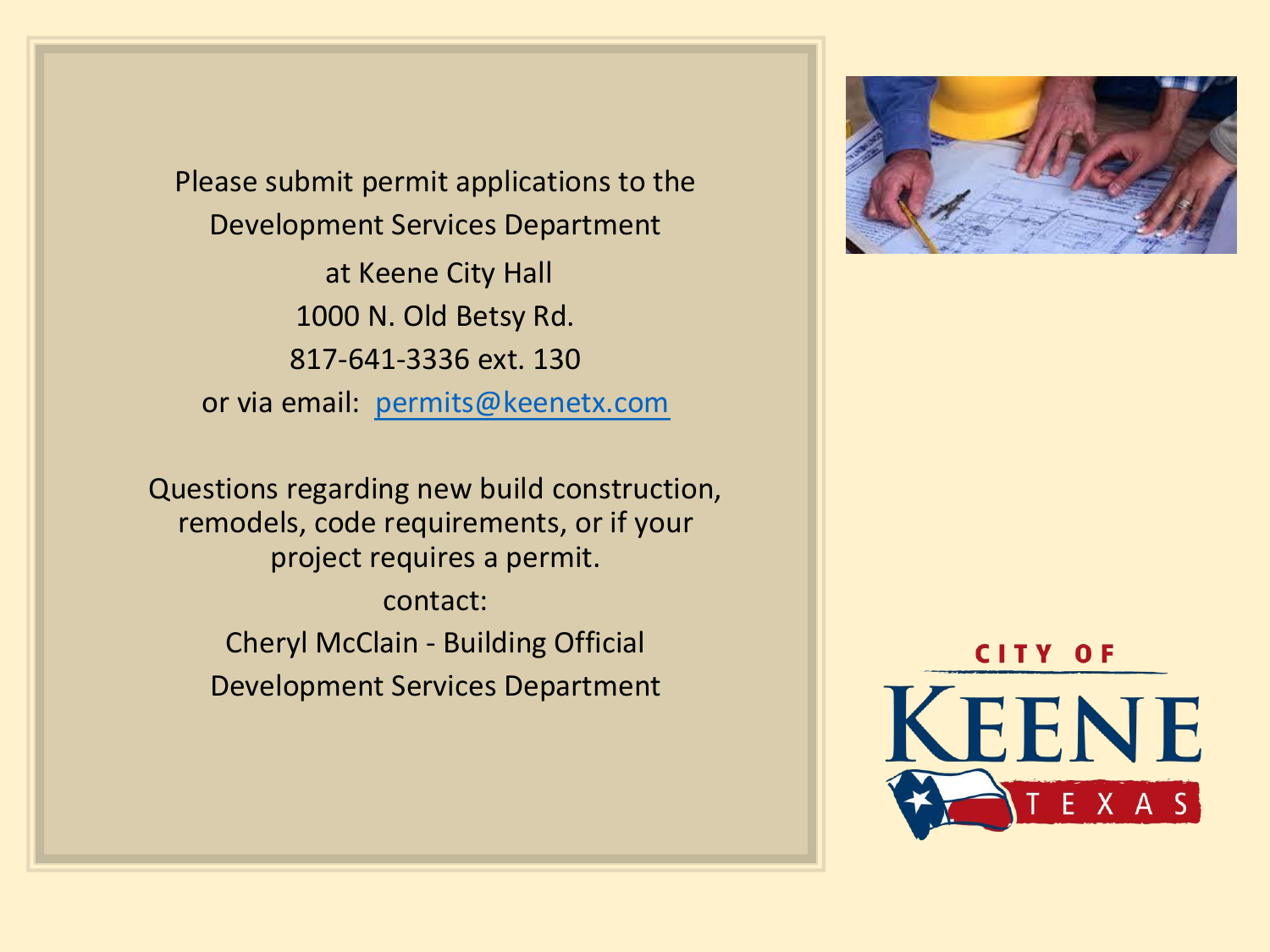Please submit permit applications to the Development Services Department

at Keene City Hall

1000 N. Old Betsy Rd.

817-641-3336 ext. 130

or via email: permits@keenetx.com

Questions regarding new build construction, remodels, code requirements, or if your project requires a permit.

contact:

Cheryl McClain - Building Official

Development Services Department

CITY OF KEENE TEXAS